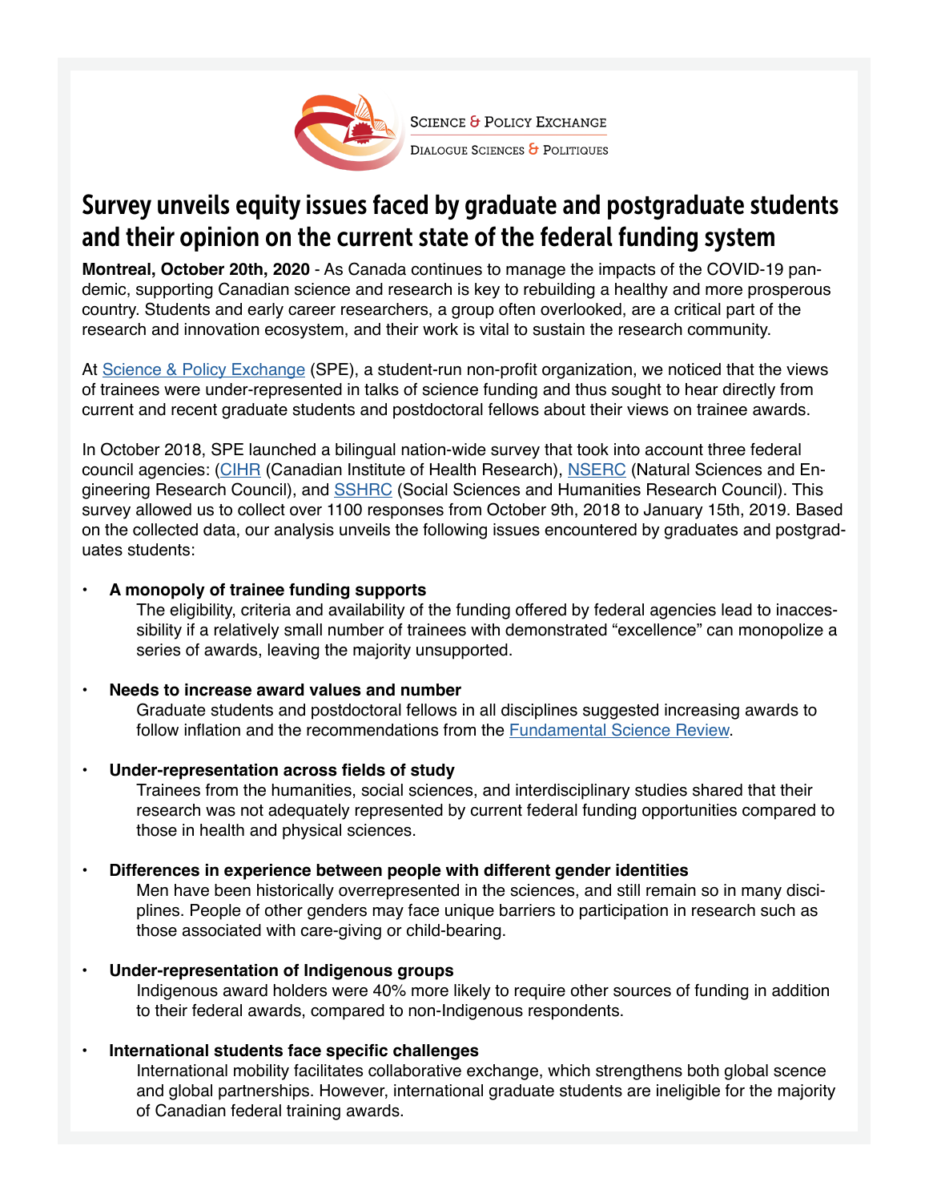Science & Policy Exchange
Dialogue Sciences & Politiques

# Survey unveils equity issues faced by graduate and postgraduate students and their opinion on the current state of the federal funding system

**Montreal, October 20th, 2020** - As Canada continues to manage the impacts of the COVID-19 pandemic, supporting Canadian science and research is key to rebuilding a healthy and more prosperous country. Students and early career researchers, a group often overlooked, are a critical part of the research and innovation ecosystem, and their work is vital to sustain the research community.

At Science & Policy Exchange (SPE), a student-run non-profit organization, we noticed that the views of trainees were under-represented in talks of science funding and thus sought to hear directly from current and recent graduate students and postdoctoral fellows about their views on trainee awards.

In October 2018, SPE launched a bilingual nation-wide survey that took into account three federal council agencies: (CIHR (Canadian Institute of Health Research), NSERC (Natural Sciences and Engineering Research Council), and SSHRC (Social Sciences and Humanities Research Council). This survey allowed us to collect over 1100 responses from October 9th, 2018 to January 15th, 2019. Based on the collected data, our analysis unveils the following issues encountered by graduates and postgraduates students:

- **A monopoly of trainee funding supports**
  The eligibility, criteria and availability of the funding offered by federal agencies lead to inaccessibility if a relatively small number of trainees with demonstrated "excellence" can monopolize a series of awards, leaving the majority unsupported.

- **Needs to increase award values and number**
  Graduate students and postdoctoral fellows in all disciplines suggested increasing awards to follow inflation and the recommendations from the Fundamental Science Review.

- **Under-representation across fields of study**
  Trainees from the humanities, social sciences, and interdisciplinary studies shared that their research was not adequately represented by current federal funding opportunities compared to those in health and physical sciences.

- **Differences in experience between people with different gender identities**
  Men have been historically overrepresented in the sciences, and still remain so in many disciplines. People of other genders may face unique barriers to participation in research such as those associated with care-giving or child-bearing.

- **Under-representation of Indigenous groups**
  Indigenous award holders were 40% more likely to require other sources of funding in addition to their federal awards, compared to non-Indigenous respondents.

- **International students face specific challenges**
  International mobility facilitates collaborative exchange, which strengthens both global scence and global partnerships. However, international graduate students are ineligible for the majority of Canadian federal training awards.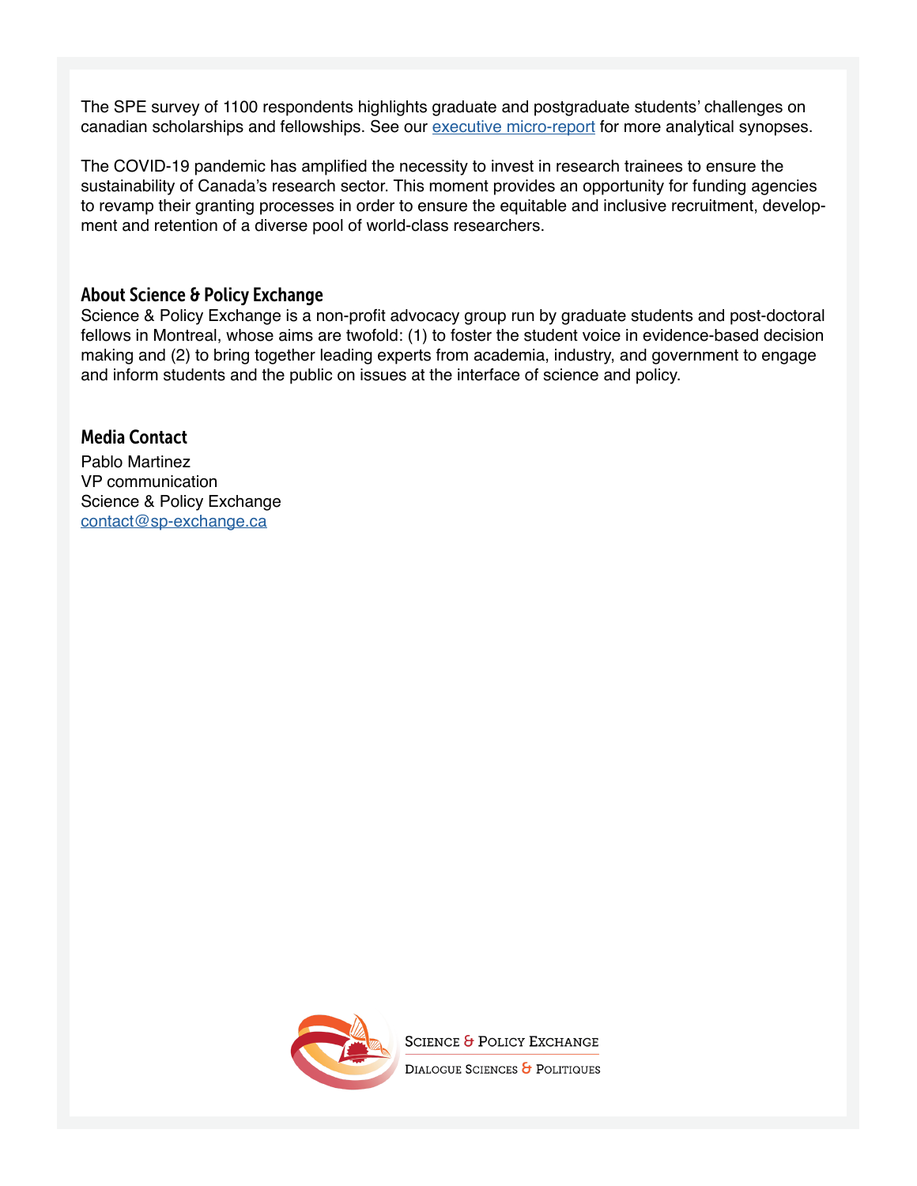The SPE survey of 1100 respondents highlights graduate and postgraduate students' challenges on canadian scholarships and fellowships. See our [executive micro-report]() for more analytical synopses.

The COVID-19 pandemic has amplified the necessity to invest in research trainees to ensure the sustainability of Canada's research sector. This moment provides an opportunity for funding agencies to revamp their granting processes in order to ensure the equitable and inclusive recruitment, development and retention of a diverse pool of world-class researchers.

## About Science & Policy Exchange

Science & Policy Exchange is a non-profit advocacy group run by graduate students and post-doctoral fellows in Montreal, whose aims are twofold: (1) to foster the student voice in evidence-based decision making and (2) to bring together leading experts from academia, industry, and government to engage and inform students and the public on issues at the interface of science and policy.

## Media Contact

Pablo Martinez
VP communication
Science & Policy Exchange
contact@sp-exchange.ca

Science & Policy Exchange
Dialogue Sciences & Politiques